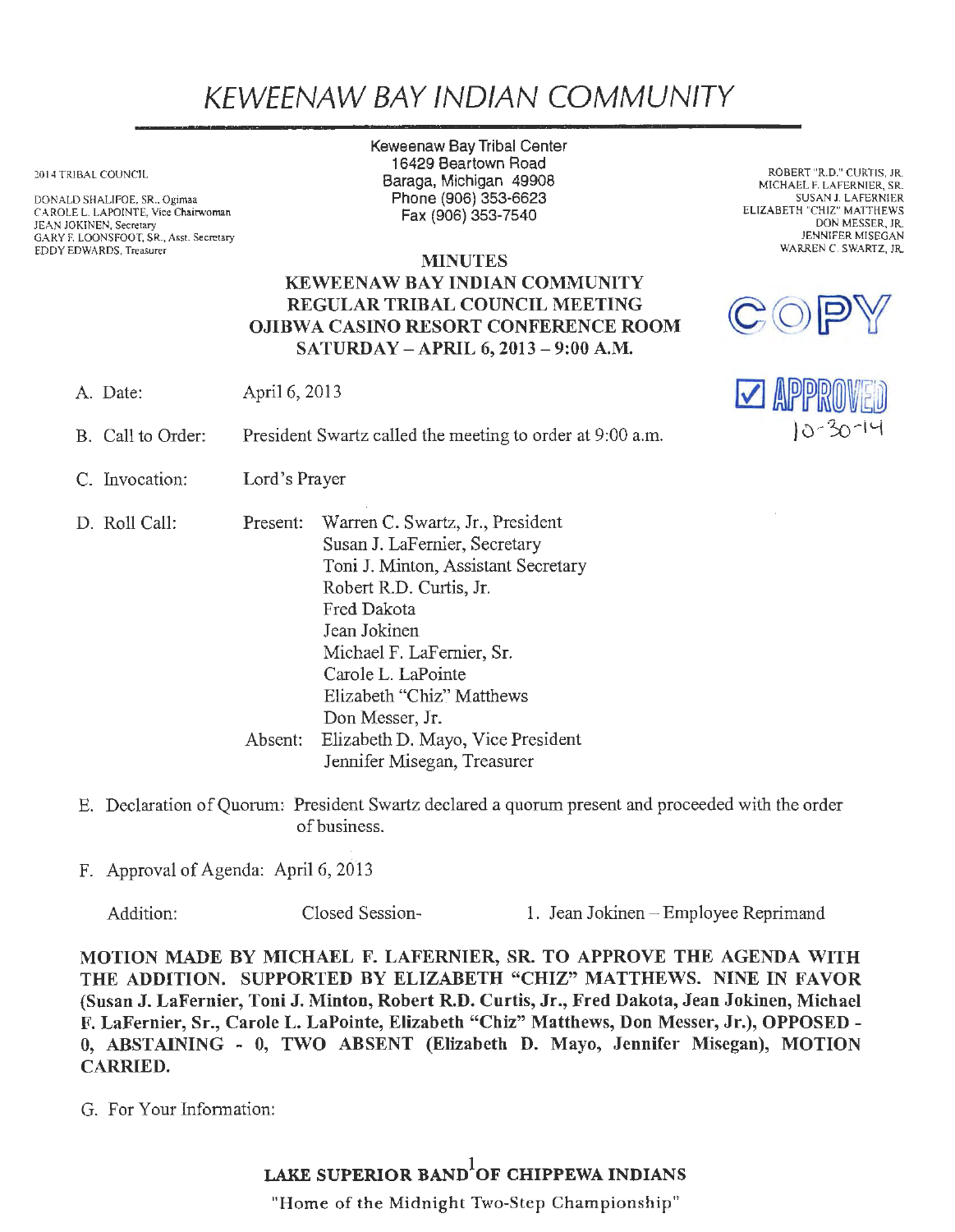# KEWEENAW BAY INDIAN COMMUNITY

2014 TRIBAL COUNCIL

DONALD SHALIFOE, SR., Ogimaa
CAROLE L. LAPOINTE, Vice Chairwoman
JEAN JOKINEN, Secretary
GARY F. LOONSFOOT, SR., Asst. Secretary
EDDY EDWARDS, Treasurer

Keweenaw Bay Tribal Center
16429 Beartown Road
Baraga, Michigan 49908
Phone (906) 353-6623
Fax (906) 353-7540

ROBERT "R.D." CURTIS, JR.
MICHAEL F. LAFERNIER, SR.
SUSAN J. LAFERNIER
ELIZABETH "CHIZ" MATTHEWS
DON MESSER, JR.
JENNIFER MISEGAN
WARREN C. SWARTZ, JR.

COPY

APPROVED 10-30-14

**MINUTES**
**KEWEENAW BAY INDIAN COMMUNITY**
**REGULAR TRIBAL COUNCIL MEETING**
**OJIBWA CASINO RESORT CONFERENCE ROOM**
**SATURDAY – APRIL 6, 2013 – 9:00 A.M.**

A. Date: April 6, 2013

B. Call to Order: President Swartz called the meeting to order at 9:00 a.m.

C. Invocation: Lord's Prayer

D. Roll Call:
Present: Warren C. Swartz, Jr., President
Susan J. LaFernier, Secretary
Toni J. Minton, Assistant Secretary
Robert R.D. Curtis, Jr.
Fred Dakota
Jean Jokinen
Michael F. LaFernier, Sr.
Carole L. LaPointe
Elizabeth "Chiz" Matthews
Don Messer, Jr.
Absent: Elizabeth D. Mayo, Vice President
Jennifer Misegan, Treasurer

E. Declaration of Quorum: President Swartz declared a quorum present and proceeded with the order of business.

F. Approval of Agenda: April 6, 2013

Addition: Closed Session- 1. Jean Jokinen – Employee Reprimand

**MOTION MADE BY MICHAEL F. LAFERNIER, SR. TO APPROVE THE AGENDA WITH THE ADDITION. SUPPORTED BY ELIZABETH "CHIZ" MATTHEWS. NINE IN FAVOR (Susan J. LaFernier, Toni J. Minton, Robert R.D. Curtis, Jr., Fred Dakota, Jean Jokinen, Michael F. LaFernier, Sr., Carole L. LaPointe, Elizabeth "Chiz" Matthews, Don Messer, Jr.), OPPOSED - 0, ABSTAINING - 0, TWO ABSENT (Elizabeth D. Mayo, Jennifer Misegan), MOTION CARRIED.**

G. For Your Information:

**LAKE SUPERIOR BAND OF CHIPPEWA INDIANS**
"Home of the Midnight Two-Step Championship"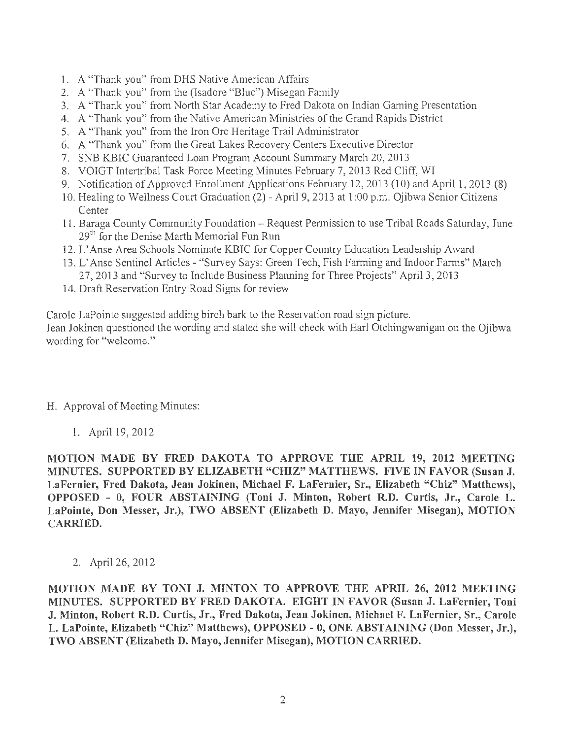1. A "Thank you" from DHS Native American Affairs
2. A "Thank you" from the (Isadore "Blue") Misegan Family
3. A "Thank you" from North Star Academy to Fred Dakota on Indian Gaming Presentation
4. A "Thank you" from the Native American Ministries of the Grand Rapids District
5. A "Thank you" from the Iron Ore Heritage Trail Administrator
6. A "Thank you" from the Great Lakes Recovery Centers Executive Director
7. SNB KBIC Guaranteed Loan Program Account Summary March 20, 2013
8. VOIGT Intertribal Task Force Meeting Minutes February 7, 2013 Red Cliff, WI
9. Notification of Approved Enrollment Applications February 12, 2013 (10) and April 1, 2013 (8)
10. Healing to Wellness Court Graduation (2) - April 9, 2013 at 1:00 p.m. Ojibwa Senior Citizens Center
11. Baraga County Community Foundation – Request Permission to use Tribal Roads Saturday, June 29th for the Denise Marth Memorial Fun Run
12. L'Anse Area Schools Nominate KBIC for Copper Country Education Leadership Award
13. L'Anse Sentinel Articles - "Survey Says: Green Tech, Fish Farming and Indoor Farms" March 27, 2013 and "Survey to Include Business Planning for Three Projects" April 3, 2013
14. Draft Reservation Entry Road Signs for review

Carole LaPointe suggested adding birch bark to the Reservation road sign picture.
Jean Jokinen questioned the wording and stated she will check with Earl Otchingwanigan on the Ojibwa wording for "welcome."

H. Approval of Meeting Minutes:

1. April 19, 2012

**MOTION MADE BY FRED DAKOTA TO APPROVE THE APRIL 19, 2012 MEETING MINUTES. SUPPORTED BY ELIZABETH "CHIZ" MATTHEWS. FIVE IN FAVOR (Susan J. LaFernier, Fred Dakota, Jean Jokinen, Michael F. LaFernier, Sr., Elizabeth "Chiz" Matthews), OPPOSED - 0, FOUR ABSTAINING (Toni J. Minton, Robert R.D. Curtis, Jr., Carole L. LaPointe, Don Messer, Jr.), TWO ABSENT (Elizabeth D. Mayo, Jennifer Misegan), MOTION CARRIED.**

2. April 26, 2012

**MOTION MADE BY TONI J. MINTON TO APPROVE THE APRIL 26, 2012 MEETING MINUTES. SUPPORTED BY FRED DAKOTA. EIGHT IN FAVOR (Susan J. LaFernier, Toni J. Minton, Robert R.D. Curtis, Jr., Fred Dakota, Jean Jokinen, Michael F. LaFernier, Sr., Carole L. LaPointe, Elizabeth "Chiz" Matthews), OPPOSED - 0, ONE ABSTAINING (Don Messer, Jr.), TWO ABSENT (Elizabeth D. Mayo, Jennifer Misegan), MOTION CARRIED.**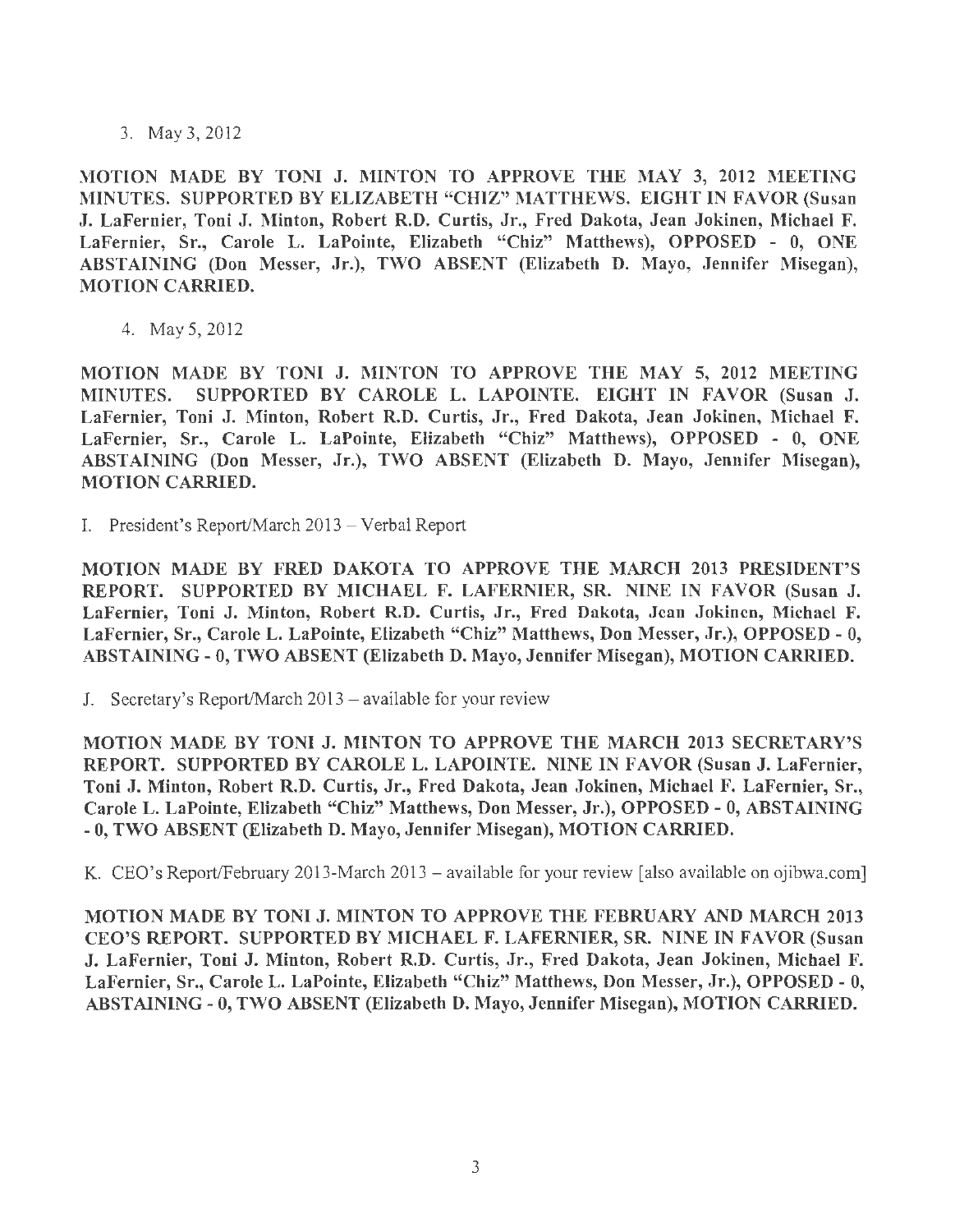3. May 3, 2012

**MOTION MADE BY TONI J. MINTON TO APPROVE THE MAY 3, 2012 MEETING MINUTES. SUPPORTED BY ELIZABETH "CHIZ" MATTHEWS. EIGHT IN FAVOR (Susan J. LaFernier, Toni J. Minton, Robert R.D. Curtis, Jr., Fred Dakota, Jean Jokinen, Michael F. LaFernier, Sr., Carole L. LaPointe, Elizabeth "Chiz" Matthews), OPPOSED - 0, ONE ABSTAINING (Don Messer, Jr.), TWO ABSENT (Elizabeth D. Mayo, Jennifer Misegan), MOTION CARRIED.**

4. May 5, 2012

**MOTION MADE BY TONI J. MINTON TO APPROVE THE MAY 5, 2012 MEETING MINUTES. SUPPORTED BY CAROLE L. LAPOINTE. EIGHT IN FAVOR (Susan J. LaFernier, Toni J. Minton, Robert R.D. Curtis, Jr., Fred Dakota, Jean Jokinen, Michael F. LaFernier, Sr., Carole L. LaPointe, Elizabeth "Chiz" Matthews), OPPOSED - 0, ONE ABSTAINING (Don Messer, Jr.), TWO ABSENT (Elizabeth D. Mayo, Jennifer Misegan), MOTION CARRIED.**

I. President's Report/March 2013 – Verbal Report

**MOTION MADE BY FRED DAKOTA TO APPROVE THE MARCH 2013 PRESIDENT'S REPORT. SUPPORTED BY MICHAEL F. LAFERNIER, SR. NINE IN FAVOR (Susan J. LaFernier, Toni J. Minton, Robert R.D. Curtis, Jr., Fred Dakota, Jean Jokinen, Michael F. LaFernier, Sr., Carole L. LaPointe, Elizabeth "Chiz" Matthews, Don Messer, Jr.), OPPOSED - 0, ABSTAINING - 0, TWO ABSENT (Elizabeth D. Mayo, Jennifer Misegan), MOTION CARRIED.**

J. Secretary's Report/March 2013 – available for your review

**MOTION MADE BY TONI J. MINTON TO APPROVE THE MARCH 2013 SECRETARY'S REPORT. SUPPORTED BY CAROLE L. LAPOINTE. NINE IN FAVOR (Susan J. LaFernier, Toni J. Minton, Robert R.D. Curtis, Jr., Fred Dakota, Jean Jokinen, Michael F. LaFernier, Sr., Carole L. LaPointe, Elizabeth "Chiz" Matthews, Don Messer, Jr.), OPPOSED - 0, ABSTAINING - 0, TWO ABSENT (Elizabeth D. Mayo, Jennifer Misegan), MOTION CARRIED.**

K. CEO's Report/February 2013-March 2013 – available for your review [also available on ojibwa.com]

**MOTION MADE BY TONI J. MINTON TO APPROVE THE FEBRUARY AND MARCH 2013 CEO'S REPORT. SUPPORTED BY MICHAEL F. LAFERNIER, SR. NINE IN FAVOR (Susan J. LaFernier, Toni J. Minton, Robert R.D. Curtis, Jr., Fred Dakota, Jean Jokinen, Michael F. LaFernier, Sr., Carole L. LaPointe, Elizabeth "Chiz" Matthews, Don Messer, Jr.), OPPOSED - 0, ABSTAINING - 0, TWO ABSENT (Elizabeth D. Mayo, Jennifer Misegan), MOTION CARRIED.**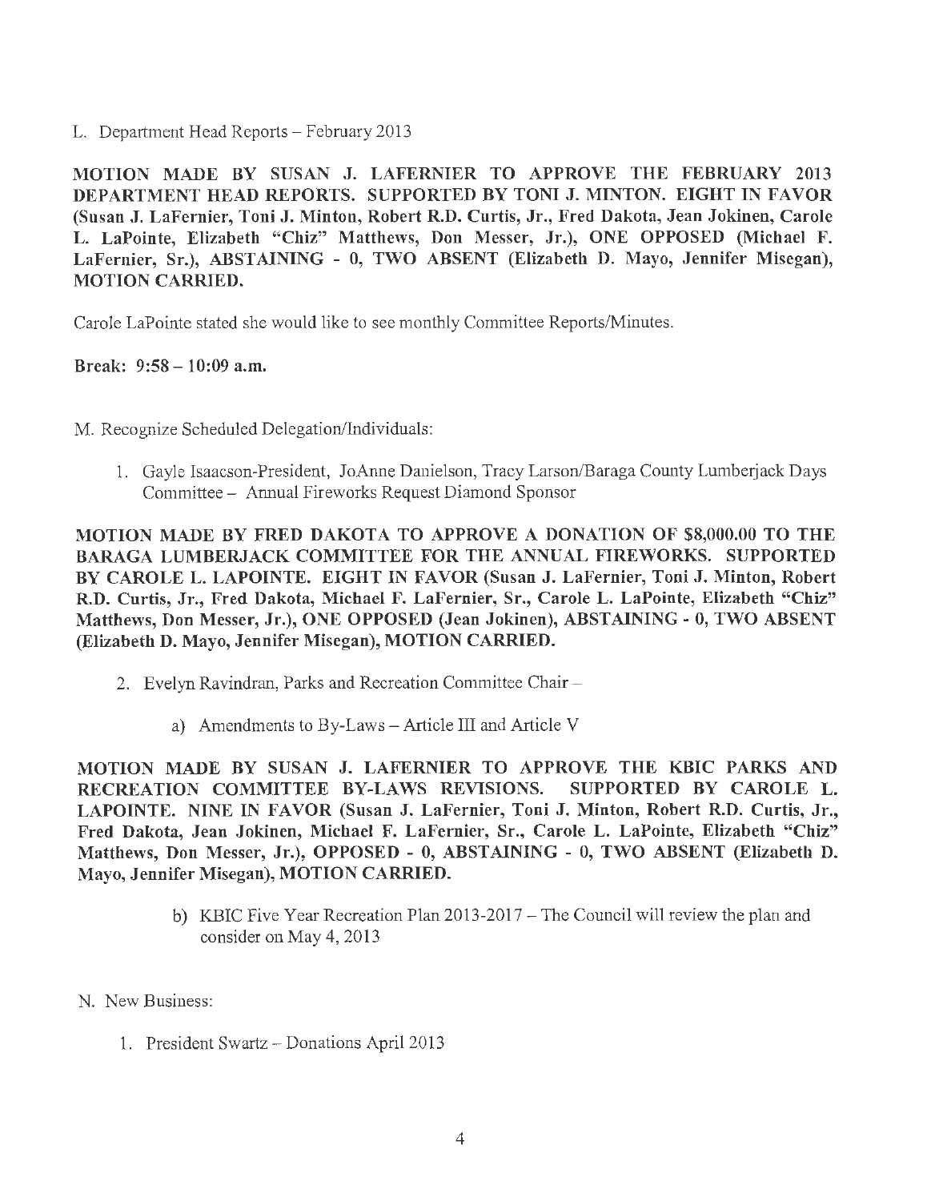L. Department Head Reports – February 2013

**MOTION MADE BY SUSAN J. LAFERNIER TO APPROVE THE FEBRUARY 2013 DEPARTMENT HEAD REPORTS. SUPPORTED BY TONI J. MINTON. EIGHT IN FAVOR (Susan J. LaFernier, Toni J. Minton, Robert R.D. Curtis, Jr., Fred Dakota, Jean Jokinen, Carole L. LaPointe, Elizabeth "Chiz" Matthews, Don Messer, Jr.), ONE OPPOSED (Michael F. LaFernier, Sr.), ABSTAINING - 0, TWO ABSENT (Elizabeth D. Mayo, Jennifer Misegan), MOTION CARRIED.**

Carole LaPointe stated she would like to see monthly Committee Reports/Minutes.

**Break: 9:58 – 10:09 a.m.**

M. Recognize Scheduled Delegation/Individuals:

1. Gayle Isaacson-President, JoAnne Danielson, Tracy Larson/Baraga County Lumberjack Days Committee – Annual Fireworks Request Diamond Sponsor

**MOTION MADE BY FRED DAKOTA TO APPROVE A DONATION OF $8,000.00 TO THE BARAGA LUMBERJACK COMMITTEE FOR THE ANNUAL FIREWORKS. SUPPORTED BY CAROLE L. LAPOINTE. EIGHT IN FAVOR (Susan J. LaFernier, Toni J. Minton, Robert R.D. Curtis, Jr., Fred Dakota, Michael F. LaFernier, Sr., Carole L. LaPointe, Elizabeth "Chiz" Matthews, Don Messer, Jr.), ONE OPPOSED (Jean Jokinen), ABSTAINING - 0, TWO ABSENT (Elizabeth D. Mayo, Jennifer Misegan), MOTION CARRIED.**

2. Evelyn Ravindran, Parks and Recreation Committee Chair –

    a) Amendments to By-Laws – Article III and Article V

**MOTION MADE BY SUSAN J. LAFERNIER TO APPROVE THE KBIC PARKS AND RECREATION COMMITTEE BY-LAWS REVISIONS. SUPPORTED BY CAROLE L. LAPOINTE. NINE IN FAVOR (Susan J. LaFernier, Toni J. Minton, Robert R.D. Curtis, Jr., Fred Dakota, Jean Jokinen, Michael F. LaFernier, Sr., Carole L. LaPointe, Elizabeth "Chiz" Matthews, Don Messer, Jr.), OPPOSED - 0, ABSTAINING - 0, TWO ABSENT (Elizabeth D. Mayo, Jennifer Misegan), MOTION CARRIED.**

    b) KBIC Five Year Recreation Plan 2013-2017 – The Council will review the plan and consider on May 4, 2013

N. New Business:

1. President Swartz – Donations April 2013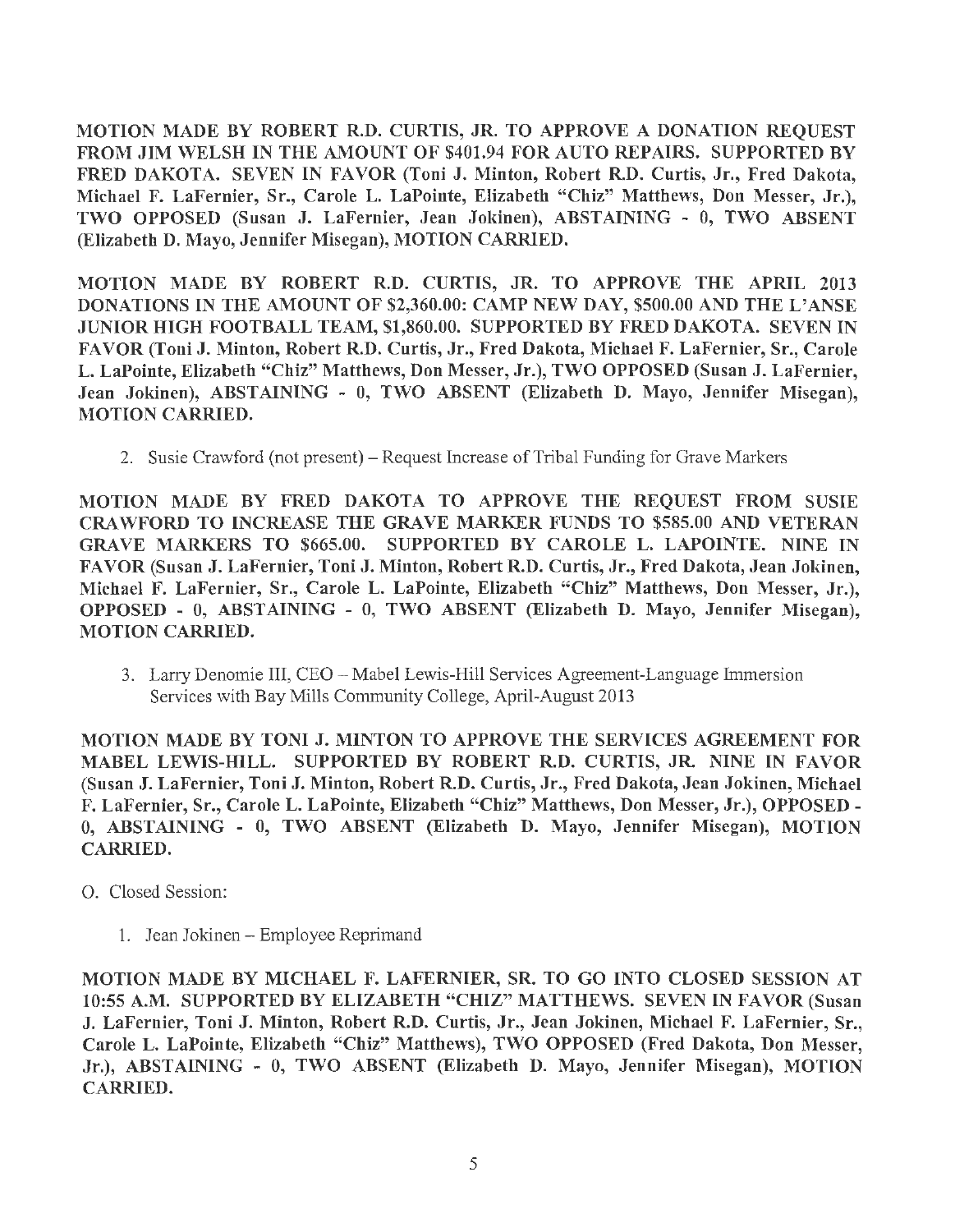**MOTION MADE BY ROBERT R.D. CURTIS, JR. TO APPROVE A DONATION REQUEST FROM JIM WELSH IN THE AMOUNT OF $401.94 FOR AUTO REPAIRS. SUPPORTED BY FRED DAKOTA. SEVEN IN FAVOR (Toni J. Minton, Robert R.D. Curtis, Jr., Fred Dakota, Michael F. LaFernier, Sr., Carole L. LaPointe, Elizabeth "Chiz" Matthews, Don Messer, Jr.), TWO OPPOSED (Susan J. LaFernier, Jean Jokinen), ABSTAINING - 0, TWO ABSENT (Elizabeth D. Mayo, Jennifer Misegan), MOTION CARRIED.**

**MOTION MADE BY ROBERT R.D. CURTIS, JR. TO APPROVE THE APRIL 2013 DONATIONS IN THE AMOUNT OF $2,360.00: CAMP NEW DAY, $500.00 AND THE L'ANSE JUNIOR HIGH FOOTBALL TEAM, $1,860.00. SUPPORTED BY FRED DAKOTA. SEVEN IN FAVOR (Toni J. Minton, Robert R.D. Curtis, Jr., Fred Dakota, Michael F. LaFernier, Sr., Carole L. LaPointe, Elizabeth "Chiz" Matthews, Don Messer, Jr.), TWO OPPOSED (Susan J. LaFernier, Jean Jokinen), ABSTAINING - 0, TWO ABSENT (Elizabeth D. Mayo, Jennifer Misegan), MOTION CARRIED.**

2. Susie Crawford (not present) – Request Increase of Tribal Funding for Grave Markers

**MOTION MADE BY FRED DAKOTA TO APPROVE THE REQUEST FROM SUSIE CRAWFORD TO INCREASE THE GRAVE MARKER FUNDS TO $585.00 AND VETERAN GRAVE MARKERS TO $665.00. SUPPORTED BY CAROLE L. LAPOINTE. NINE IN FAVOR (Susan J. LaFernier, Toni J. Minton, Robert R.D. Curtis, Jr., Fred Dakota, Jean Jokinen, Michael F. LaFernier, Sr., Carole L. LaPointe, Elizabeth "Chiz" Matthews, Don Messer, Jr.), OPPOSED - 0, ABSTAINING - 0, TWO ABSENT (Elizabeth D. Mayo, Jennifer Misegan), MOTION CARRIED.**

3. Larry Denomie III, CEO – Mabel Lewis-Hill Services Agreement-Language Immersion Services with Bay Mills Community College, April-August 2013

**MOTION MADE BY TONI J. MINTON TO APPROVE THE SERVICES AGREEMENT FOR MABEL LEWIS-HILL. SUPPORTED BY ROBERT R.D. CURTIS, JR. NINE IN FAVOR (Susan J. LaFernier, Toni J. Minton, Robert R.D. Curtis, Jr., Fred Dakota, Jean Jokinen, Michael F. LaFernier, Sr., Carole L. LaPointe, Elizabeth "Chiz" Matthews, Don Messer, Jr.), OPPOSED - 0, ABSTAINING - 0, TWO ABSENT (Elizabeth D. Mayo, Jennifer Misegan), MOTION CARRIED.**

O. Closed Session:

1. Jean Jokinen – Employee Reprimand

**MOTION MADE BY MICHAEL F. LAFERNIER, SR. TO GO INTO CLOSED SESSION AT 10:55 A.M. SUPPORTED BY ELIZABETH "CHIZ" MATTHEWS. SEVEN IN FAVOR (Susan J. LaFernier, Toni J. Minton, Robert R.D. Curtis, Jr., Jean Jokinen, Michael F. LaFernier, Sr., Carole L. LaPointe, Elizabeth "Chiz" Matthews), TWO OPPOSED (Fred Dakota, Don Messer, Jr.), ABSTAINING - 0, TWO ABSENT (Elizabeth D. Mayo, Jennifer Misegan), MOTION CARRIED.**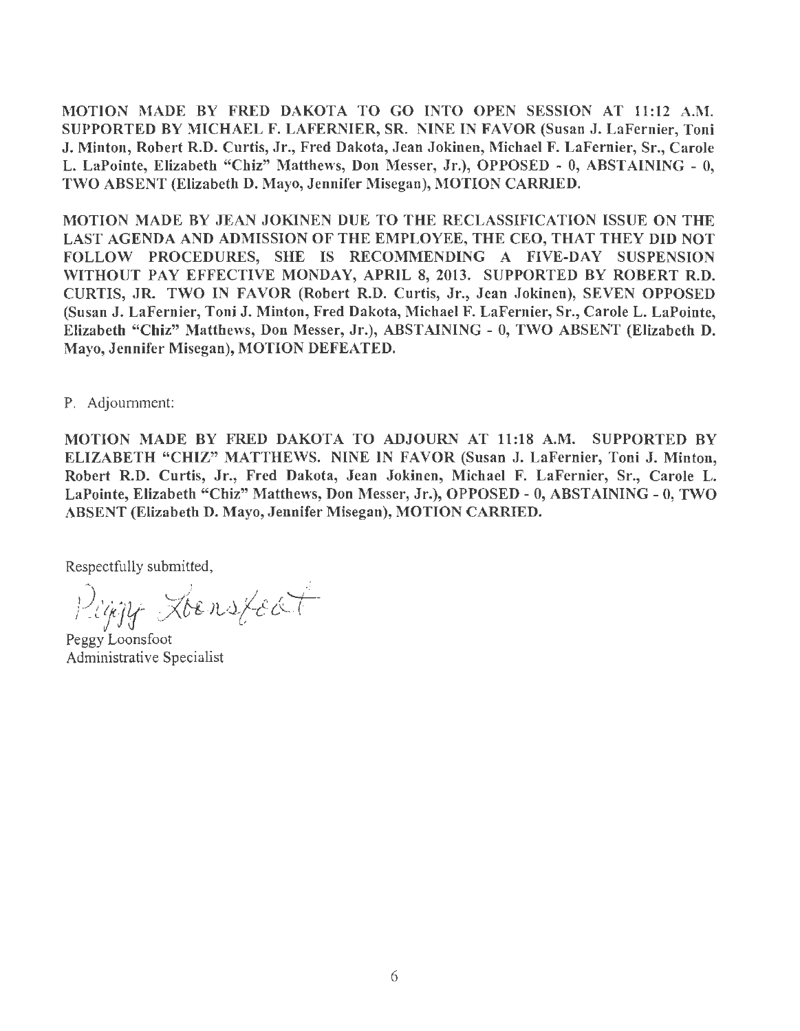**MOTION MADE BY FRED DAKOTA TO GO INTO OPEN SESSION AT 11:12 A.M. SUPPORTED BY MICHAEL F. LAFERNIER, SR. NINE IN FAVOR (Susan J. LaFernier, Toni J. Minton, Robert R.D. Curtis, Jr., Fred Dakota, Jean Jokinen, Michael F. LaFernier, Sr., Carole L. LaPointe, Elizabeth "Chiz" Matthews, Don Messer, Jr.), OPPOSED - 0, ABSTAINING - 0, TWO ABSENT (Elizabeth D. Mayo, Jennifer Misegan), MOTION CARRIED.**

**MOTION MADE BY JEAN JOKINEN DUE TO THE RECLASSIFICATION ISSUE ON THE LAST AGENDA AND ADMISSION OF THE EMPLOYEE, THE CEO, THAT THEY DID NOT FOLLOW PROCEDURES, SHE IS RECOMMENDING A FIVE-DAY SUSPENSION WITHOUT PAY EFFECTIVE MONDAY, APRIL 8, 2013. SUPPORTED BY ROBERT R.D. CURTIS, JR. TWO IN FAVOR (Robert R.D. Curtis, Jr., Jean Jokinen), SEVEN OPPOSED (Susan J. LaFernier, Toni J. Minton, Fred Dakota, Michael F. LaFernier, Sr., Carole L. LaPointe, Elizabeth "Chiz" Matthews, Don Messer, Jr.), ABSTAINING - 0, TWO ABSENT (Elizabeth D. Mayo, Jennifer Misegan), MOTION DEFEATED.**

P. Adjournment:

**MOTION MADE BY FRED DAKOTA TO ADJOURN AT 11:18 A.M. SUPPORTED BY ELIZABETH "CHIZ" MATTHEWS. NINE IN FAVOR (Susan J. LaFernier, Toni J. Minton, Robert R.D. Curtis, Jr., Fred Dakota, Jean Jokinen, Michael F. LaFernier, Sr., Carole L. LaPointe, Elizabeth "Chiz" Matthews, Don Messer, Jr.), OPPOSED - 0, ABSTAINING - 0, TWO ABSENT (Elizabeth D. Mayo, Jennifer Misegan), MOTION CARRIED.**

Respectfully submitted,

Peggy Loonsfoot

Peggy Loonsfoot
Administrative Specialist